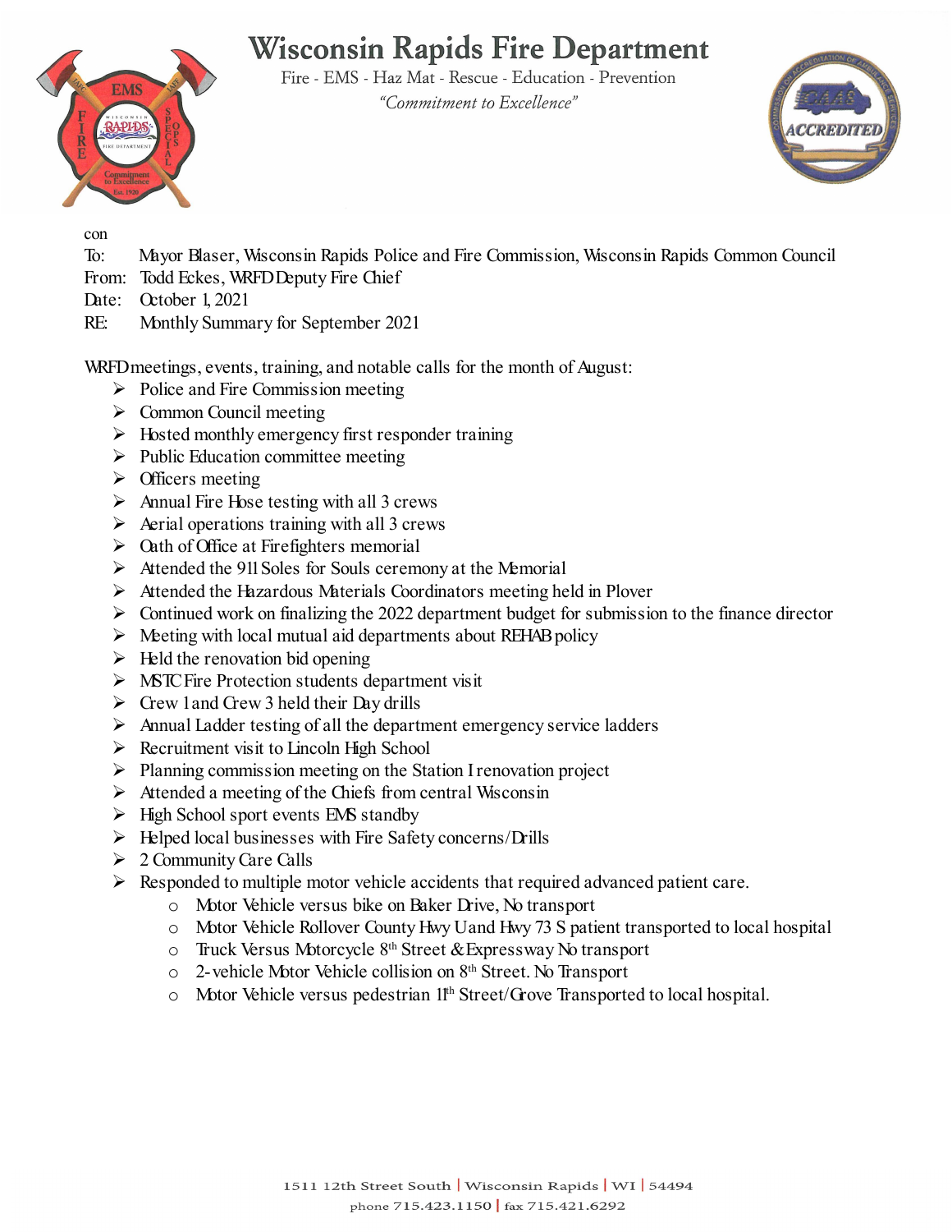# Wisconsin Rapids Fire Department

Fire - EMS - Haz Mat - Rescue - Education - Prevention

*"Commitment to Excellence"*

con

To: Mayor Blaser, Wisconsin Rapids Police and Fire Commission, Wisconsin Rapids Common Council
From: Todd Eckes, WRFD Deputy Fire Chief
Date: October 1, 2021
RE: Monthly Summary for September 2021

WRFD meetings, events, training, and notable calls for the month of August:

- Police and Fire Commission meeting
- Common Council meeting
- Hosted monthly emergency first responder training
- Public Education committee meeting
- Officers meeting
- Annual Fire Hose testing with all 3 crews
- Aerial operations training with all 3 crews
- Oath of Office at Firefighters memorial
- Attended the 911 Soles for Souls ceremony at the Memorial
- Attended the Hazardous Materials Coordinators meeting held in Plover
- Continued work on finalizing the 2022 department budget for submission to the finance director
- Meeting with local mutual aid departments about REHAB policy
- Held the renovation bid opening
- MSTC Fire Protection students department visit
- Crew 1 and Crew 3 held their Day drills
- Annual Ladder testing of all the department emergency service ladders
- Recruitment visit to Lincoln High School
- Planning commission meeting on the Station I renovation project
- Attended a meeting of the Chiefs from central Wisconsin
- High School sport events EMS standby
- Helped local businesses with Fire Safety concerns/Drills
- 2 Community Care Calls
- Responded to multiple motor vehicle accidents that required advanced patient care.
    - Motor Vehicle versus bike on Baker Drive, No transport
    - Motor Vehicle Rollover County Hwy U and Hwy 73 S patient transported to local hospital
    - Truck Versus Motorcycle 8th Street & Expressway No transport
    - 2-vehicle Motor Vehicle collision on 8th Street. No Transport
    - Motor Vehicle versus pedestrian 11th Street/Grove Transported to local hospital.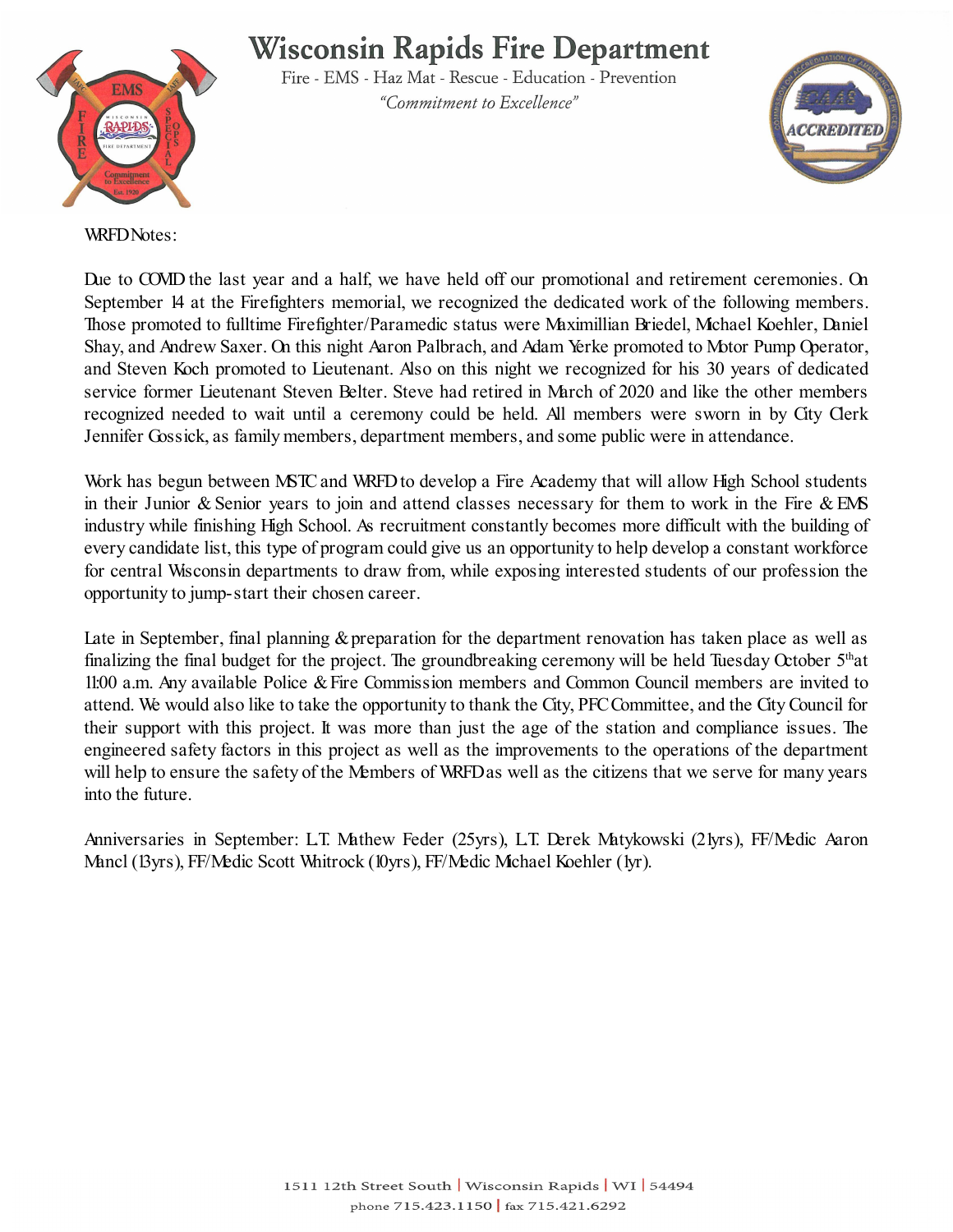# Wisconsin Rapids Fire Department

Fire - EMS - Haz Mat - Rescue - Education - Prevention

*"Commitment to Excellence"*

WRFD Notes:

Due to COVID the last year and a half, we have held off our promotional and retirement ceremonies. On September 14 at the Firefighters memorial, we recognized the dedicated work of the following members. Those promoted to fulltime Firefighter/Paramedic status were Maximillian Briedel, Michael Koehler, Daniel Shay, and Andrew Saxer. On this night Aaron Palbrach, and Adam Yerke promoted to Motor Pump Operator, and Steven Koch promoted to Lieutenant. Also on this night we recognized for his 30 years of dedicated service former Lieutenant Steven Belter. Steve had retired in March of 2020 and like the other members recognized needed to wait until a ceremony could be held. All members were sworn in by City Clerk Jennifer Gossick, as family members, department members, and some public were in attendance.

Work has begun between MSTC and WRFD to develop a Fire Academy that will allow High School students in their Junior & Senior years to join and attend classes necessary for them to work in the Fire & EMS industry while finishing High School. As recruitment constantly becomes more difficult with the building of every candidate list, this type of program could give us an opportunity to help develop a constant workforce for central Wisconsin departments to draw from, while exposing interested students of our profession the opportunity to jump-start their chosen career.

Late in September, final planning & preparation for the department renovation has taken place as well as finalizing the final budget for the project. The groundbreaking ceremony will be held Tuesday October 5th at 11:00 a.m. Any available Police & Fire Commission members and Common Council members are invited to attend. We would also like to take the opportunity to thank the City, PFC Committee, and the City Council for their support with this project. It was more than just the age of the station and compliance issues. The engineered safety factors in this project as well as the improvements to the operations of the department will help to ensure the safety of the Members of WRFD as well as the citizens that we serve for many years into the future.

Anniversaries in September: L.T. Mathew Feder (25yrs), L.T. Derek Matykowski (21yrs), FF/Medic Aaron Mancl (13yrs), FF/Medic Scott Whitrock (10yrs), FF/Medic Michael Koehler (1yr).

1511 12th Street South | Wisconsin Rapids | WI | 54494

phone 715.423.1150 | fax 715.421.6292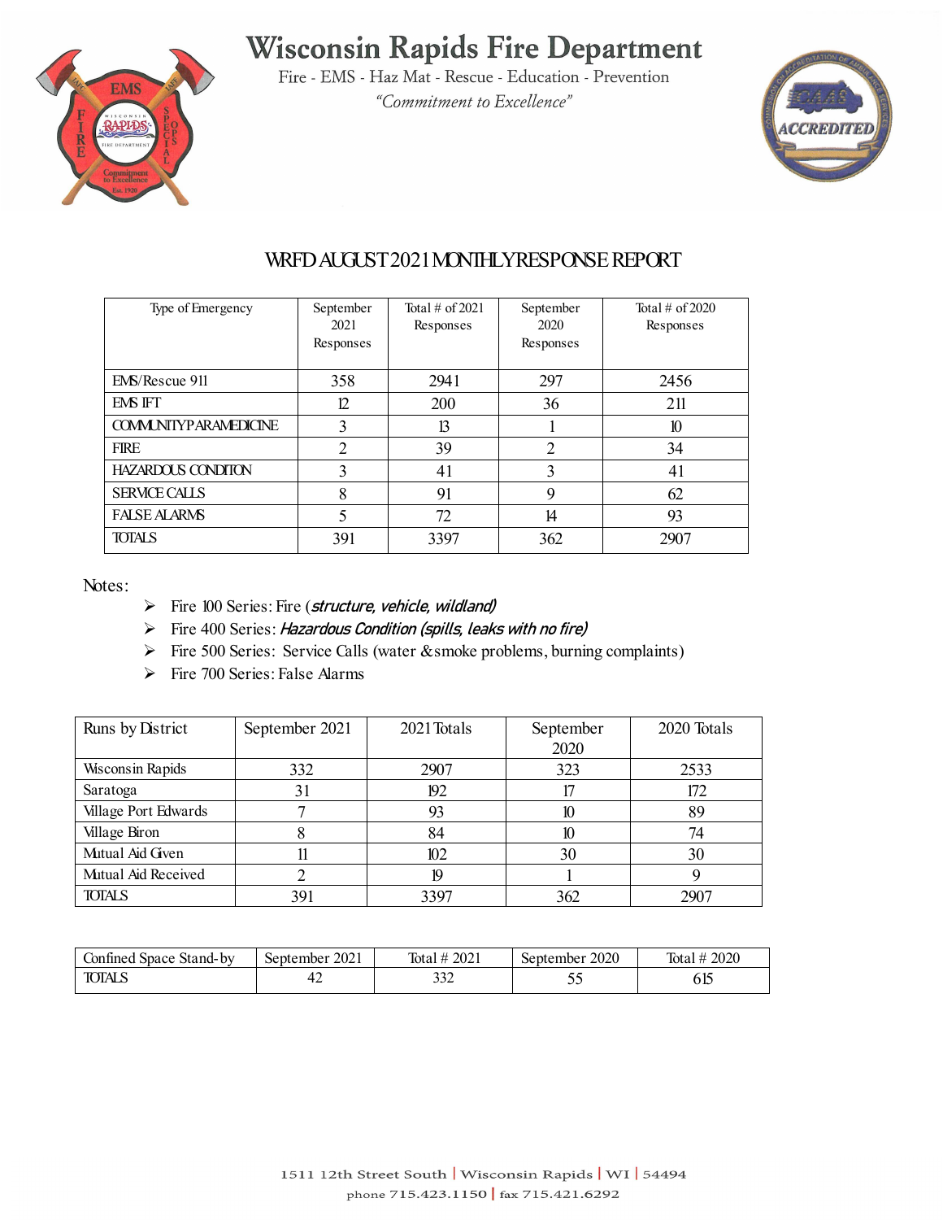# Wisconsin Rapids Fire Department

Fire - EMS - Haz Mat - Rescue - Education - Prevention

*"Commitment to Excellence"*

## WRFD AUGUST 2021 MONTHLY RESPONSE REPORT

| Type of Emergency | September 2021 Responses | Total # of 2021 Responses | September 2020 Responses | Total # of 2020 Responses |
|---|---|---|---|---|
| EMS/Rescue 911 | 358 | 2941 | 297 | 2456 |
| EMS IFT | 12 | 200 | 36 | 211 |
| COMMUNITY PARAMEDICINE | 3 | 13 | 1 | 10 |
| FIRE | 2 | 39 | 2 | 34 |
| HAZARDOUS CONDITON | 3 | 41 | 3 | 41 |
| SERVICE CALLS | 8 | 91 | 9 | 62 |
| FALSE ALARMS | 5 | 72 | 14 | 93 |
| TOTALS | 391 | 3397 | 362 | 2907 |

Notes:

- Fire 100 Series: Fire (***structure, vehicle, wildland***)
- Fire 400 Series: ***Hazardous Condition (spills, leaks with no fire)***
- Fire 500 Series: Service Calls (water & smoke problems, burning complaints)
- Fire 700 Series: False Alarms

| Runs by District | September 2021 | 2021 Totals | September 2020 | 2020 Totals |
|---|---|---|---|---|
| Wisconsin Rapids | 332 | 2907 | 323 | 2533 |
| Saratoga | 31 | 192 | 17 | 172 |
| Village Port Edwards | 7 | 93 | 10 | 89 |
| Village Biron | 8 | 84 | 10 | 74 |
| Mutual Aid Given | 11 | 102 | 30 | 30 |
| Mutual Aid Received | 2 | 19 | 1 | 9 |
| TOTALS | 391 | 3397 | 362 | 2907 |

| Confined Space Stand-by | September 2021 | Total # 2021 | September 2020 | Total # 2020 |
|---|---|---|---|---|
| TOTALS | 42 | 332 | 55 | 615 |

1511 12th Street South | Wisconsin Rapids | WI | 54494
phone 715.423.1150 | fax 715.421.6292